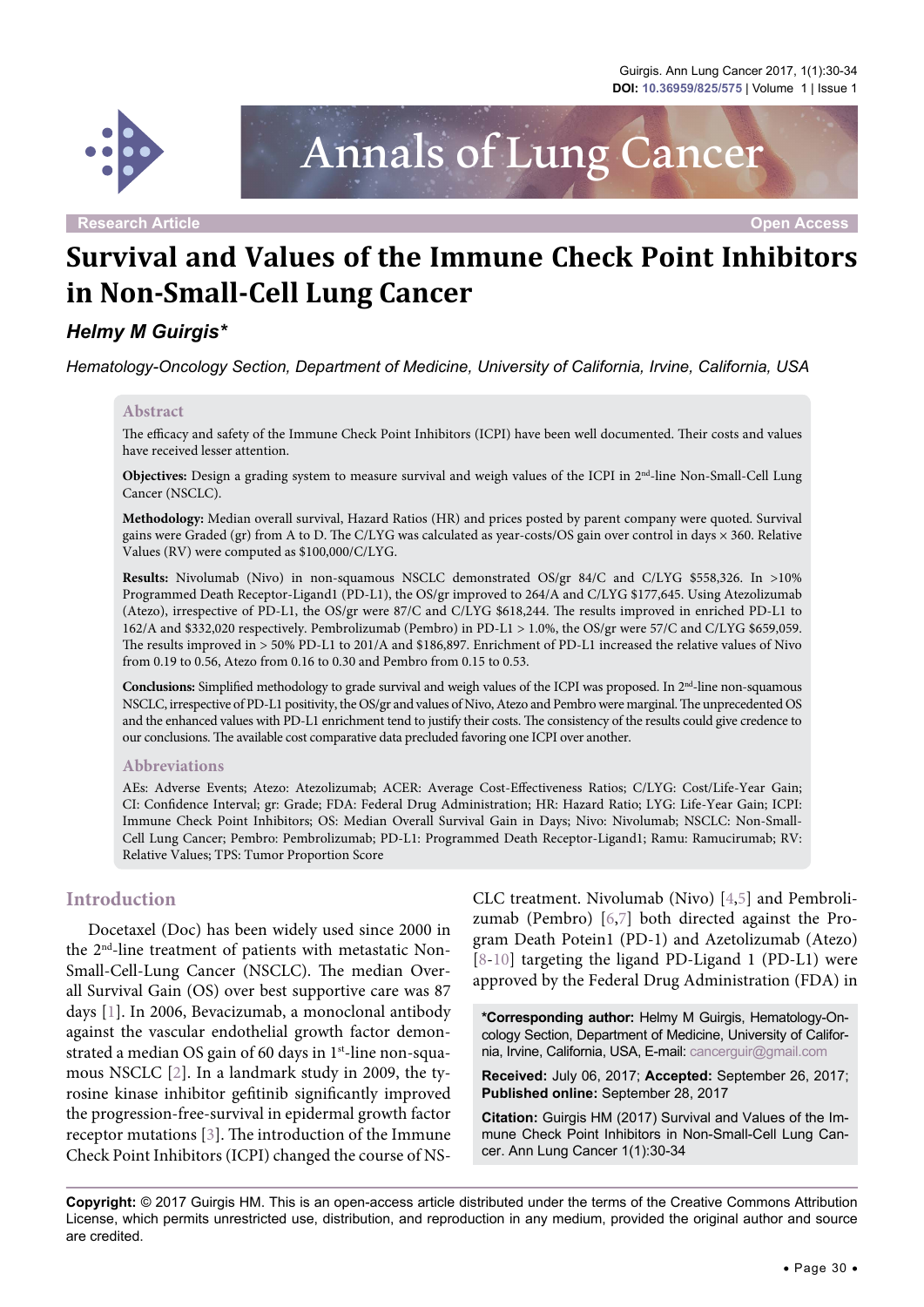Research Article

Open Access

# Survival and Values of the Immune Check Point Inhibitors in Non-Small-Cell Lung Cancer

***Helmy M Guirgis****

*Hematology-Oncology Section, Department of Medicine, University of California, Irvine, California, USA*

## Abstract

The efficacy and safety of the Immune Check Point Inhibitors (ICPI) have been well documented. Their costs and values have received lesser attention.

**Objectives:** Design a grading system to measure survival and weigh values of the ICPI in 2nd-line Non-Small-Cell Lung Cancer (NSCLC).

**Methodology:** Median overall survival, Hazard Ratios (HR) and prices posted by parent company were quoted. Survival gains were Graded (gr) from A to D. The C/LYG was calculated as year-costs/OS gain over control in days × 360. Relative Values (RV) were computed as $100,000/C/LYG.

**Results:** Nivolumab (Nivo) in non-squamous NSCLC demonstrated OS/gr 84/C and C/LYG $558,326. In >10% Programmed Death Receptor-Ligand1 (PD-L1), the OS/gr improved to 264/A and C/LYG $177,645. Using Atezolizumab (Atezo), irrespective of PD-L1, the OS/gr were 87/C and C/LYG $618,244. The results improved in enriched PD-L1 to 162/A and $332,020 respectively. Pembrolizumab (Pembro) in PD-L1 > 1.0%, the OS/gr were 57/C and C/LYG $659,059. The results improved in > 50% PD-L1 to 201/A and $186,897. Enrichment of PD-L1 increased the relative values of Nivo from 0.19 to 0.56, Atezo from 0.16 to 0.30 and Pembro from 0.15 to 0.53.

**Conclusions:** Simplified methodology to grade survival and weigh values of the ICPI was proposed. In 2nd-line non-squamous NSCLC, irrespective of PD-L1 positivity, the OS/gr and values of Nivo, Atezo and Pembro were marginal. The unprecedented OS and the enhanced values with PD-L1 enrichment tend to justify their costs. The consistency of the results could give credence to our conclusions. The available cost comparative data precluded favoring one ICPI over another.

## Abbreviations

AEs: Adverse Events; Atezo: Atezolizumab; ACER: Average Cost-Effectiveness Ratios; C/LYG: Cost/Life-Year Gain; CI: Confidence Interval; gr: Grade; FDA: Federal Drug Administration; HR: Hazard Ratio; LYG: Life-Year Gain; ICPI: Immune Check Point Inhibitors; OS: Median Overall Survival Gain in Days; Nivo: Nivolumab; NSCLC: Non-Small-Cell Lung Cancer; Pembro: Pembrolizumab; PD-L1: Programmed Death Receptor-Ligand1; Ramu: Ramucirumab; RV: Relative Values; TPS: Tumor Proportion Score

## Introduction

Docetaxel (Doc) has been widely used since 2000 in the 2nd-line treatment of patients with metastatic Non-Small-Cell-Lung Cancer (NSCLC). The median Overall Survival Gain (OS) over best supportive care was 87 days [1]. In 2006, Bevacizumab, a monoclonal antibody against the vascular endothelial growth factor demonstrated a median OS gain of 60 days in 1st-line non-squamous NSCLC [2]. In a landmark study in 2009, the tyrosine kinase inhibitor gefitinib significantly improved the progression-free-survival in epidermal growth factor receptor mutations [3]. The introduction of the Immune Check Point Inhibitors (ICPI) changed the course of NSCLC treatment. Nivolumab (Nivo) [4,5] and Pembrolizumab (Pembro) [6,7] both directed against the Program Death Potein1 (PD-1) and Azetolizumab (Atezo) [8-10] targeting the ligand PD-Ligand 1 (PD-L1) were approved by the Federal Drug Administration (FDA) in

**\*Corresponding author:** Helmy M Guirgis, Hematology-Oncology Section, Department of Medicine, University of California, Irvine, California, USA, E-mail: cancerguir@gmail.com

**Received:** July 06, 2017; **Accepted:** September 26, 2017; **Published online:** September 28, 2017

**Citation:** Guirgis HM (2017) Survival and Values of the Immune Check Point Inhibitors in Non-Small-Cell Lung Cancer. Ann Lung Cancer 1(1):30-34

**Copyright:** © 2017 Guirgis HM. This is an open-access article distributed under the terms of the Creative Commons Attribution License, which permits unrestricted use, distribution, and reproduction in any medium, provided the original author and source are credited.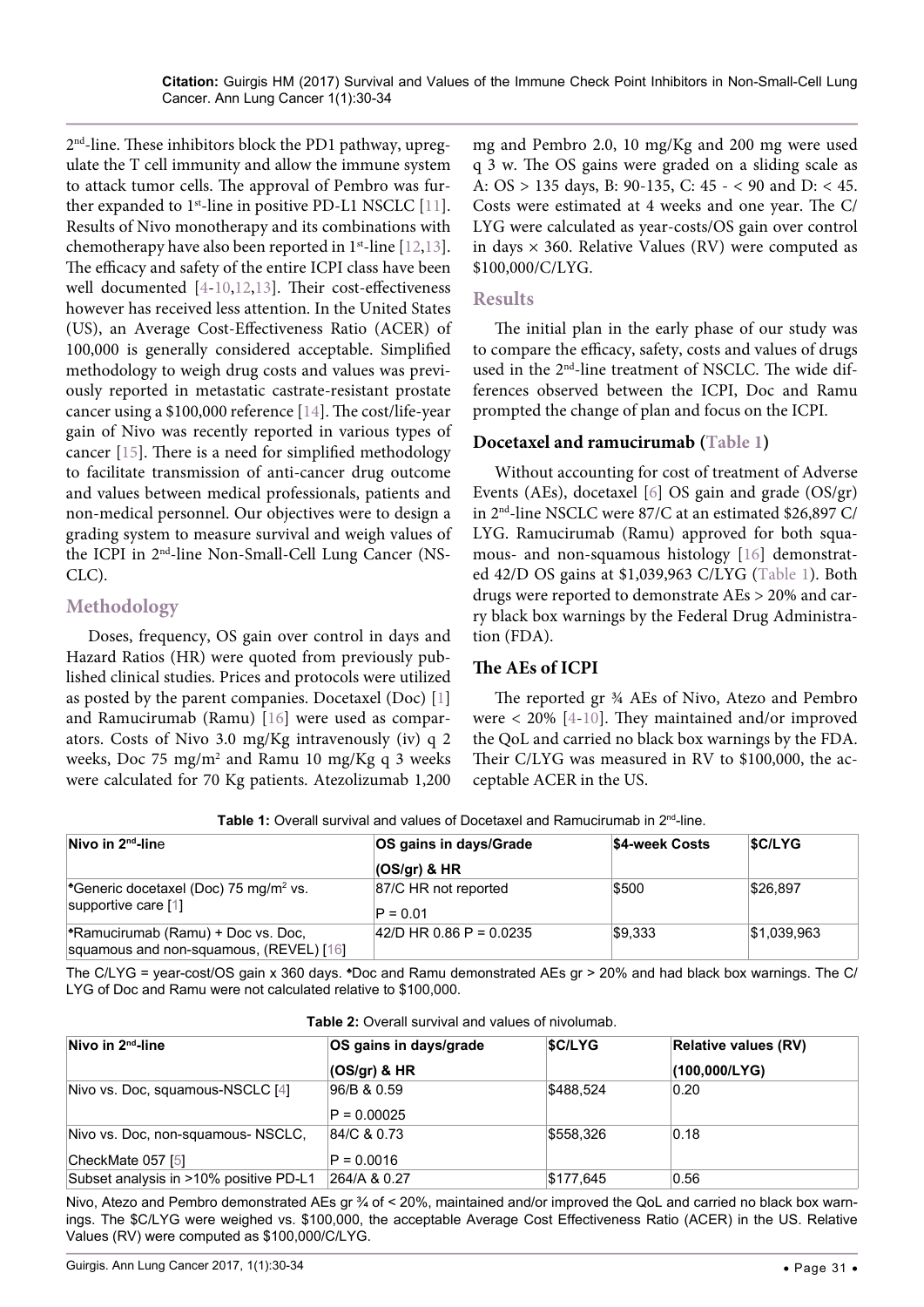2[nd]-line. These inhibitors block the PD1 pathway, upregulate the T cell immunity and allow the immune system to attack tumor cells. The approval of Pembro was further expanded to 1[st]-line in positive PD-L1 NSCLC [11]. Results of Nivo monotherapy and its combinations with chemotherapy have also been reported in 1[st]-line [12,13]. The efficacy and safety of the entire ICPI class have been well documented [4-10,12,13]. Their cost-effectiveness however has received less attention. In the United States (US), an Average Cost-Effectiveness Ratio (ACER) of 100,000 is generally considered acceptable. Simplified methodology to weigh drug costs and values was previously reported in metastatic castrate-resistant prostate cancer using a $100,000 reference [14]. The cost/life-year gain of Nivo was recently reported in various types of cancer [15]. There is a need for simplified methodology to facilitate transmission of anti-cancer drug outcome and values between medical professionals, patients and non-medical personnel. Our objectives were to design a grading system to measure survival and weigh values of the ICPI in 2[nd]-line Non-Small-Cell Lung Cancer (NSCLC).

## Methodology

Doses, frequency, OS gain over control in days and Hazard Ratios (HR) were quoted from previously published clinical studies. Prices and protocols were utilized as posted by the parent companies. Docetaxel (Doc) [1] and Ramucirumab (Ramu) [16] were used as comparators. Costs of Nivo 3.0 mg/Kg intravenously (iv) q 2 weeks, Doc 75 mg/m² and Ramu 10 mg/Kg q 3 weeks were calculated for 70 Kg patients. Atezolizumab 1,200 mg and Pembro 2.0, 10 mg/Kg and 200 mg were used q 3 w. The OS gains were graded on a sliding scale as A: OS > 135 days, B: 90-135, C: 45 - < 90 and D: < 45. Costs were estimated at 4 weeks and one year. The C/LYG were calculated as year-costs/OS gain over control in days × 360. Relative Values (RV) were computed as $100,000/C/LYG.

## Results

The initial plan in the early phase of our study was to compare the efficacy, safety, costs and values of drugs used in the 2[nd]-line treatment of NSCLC. The wide differences observed between the ICPI, Doc and Ramu prompted the change of plan and focus on the ICPI.

### Docetaxel and ramucirumab (Table 1)

Without accounting for cost of treatment of Adverse Events (AEs), docetaxel [6] OS gain and grade (OS/gr) in 2[nd]-line NSCLC were 87/C at an estimated $26,897 C/LYG. Ramucirumab (Ramu) approved for both squamous- and non-squamous histology [16] demonstrated 42/D OS gains at $1,039,963 C/LYG (Table 1). Both drugs were reported to demonstrate AEs > 20% and carry black box warnings by the Federal Drug Administration (FDA).

### The AEs of ICPI

The reported gr ¾ AEs of Nivo, Atezo and Pembro were < 20% [4-10]. They maintained and/or improved the QoL and carried no black box warnings by the FDA. Their C/LYG was measured in RV to $100,000, the acceptable ACER in the US.

**Table 1:** Overall survival and values of Docetaxel and Ramucirumab in 2[nd]-line.

| Nivo in 2[nd]-line | OS gains in days/Grade (OS/gr) & HR | $4-week Costs | $C/LYG |
|---|---|---|---|
| •Generic docetaxel (Doc) 75 mg/m² vs. supportive care [1] | 87/C HR not reported P = 0.01 | $500 | $26,897 |
| •Ramucirumab (Ramu) + Doc vs. Doc, squamous and non-squamous, (REVEL) [16] | 42/D HR 0.86 P = 0.0235 | $9,333 | $1,039,963 |

The C/LYG = year-cost/OS gain x 360 days. •Doc and Ramu demonstrated AEs gr > 20% and had black box warnings. The C/LYG of Doc and Ramu were not calculated relative to $100,000.

**Table 2:** Overall survival and values of nivolumab.

| Nivo in 2[nd]-line | OS gains in days/grade (OS/gr) & HR | $C/LYG | Relative values (RV) (100,000/LYG) |
|---|---|---|---|
| Nivo vs. Doc, squamous-NSCLC [4] | 96/B & 0.59 P = 0.00025 | $488,524 | 0.20 |
| Nivo vs. Doc, non-squamous- NSCLC, CheckMate 057 [5] | 84/C & 0.73 P = 0.0016 | $558,326 | 0.18 |
| Subset analysis in >10% positive PD-L1 | 264/A & 0.27 | $177,645 | 0.56 |

Nivo, Atezo and Pembro demonstrated AEs gr ¾ of < 20%, maintained and/or improved the QoL and carried no black box warnings. The $C/LYG were weighed vs. $100,000, the acceptable Average Cost Effectiveness Ratio (ACER) in the US. Relative Values (RV) were computed as $100,000/C/LYG.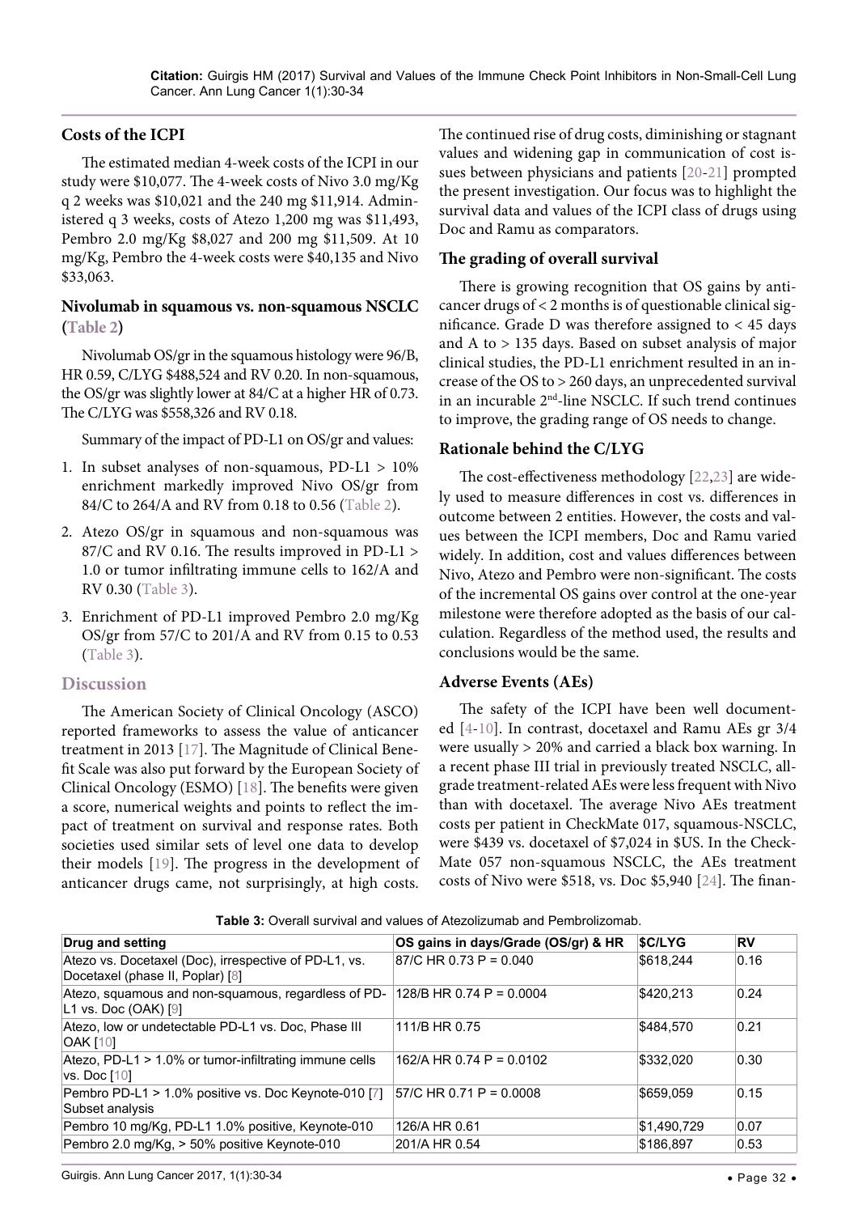## Costs of the ICPI

The estimated median 4-week costs of the ICPI in our study were $10,077. The 4-week costs of Nivo 3.0 mg/Kg q 2 weeks was $10,021 and the 240 mg $11,914. Administered q 3 weeks, costs of Atezo 1,200 mg was $11,493, Pembro 2.0 mg/Kg $8,027 and 200 mg $11,509. At 10 mg/Kg, Pembro the 4-week costs were $40,135 and Nivo $33,063.

## Nivolumab in squamous vs. non-squamous NSCLC (Table 2)

Nivolumab OS/gr in the squamous histology were 96/B, HR 0.59, C/LYG $488,524 and RV 0.20. In non-squamous, the OS/gr was slightly lower at 84/C at a higher HR of 0.73. The C/LYG was $558,326 and RV 0.18.

Summary of the impact of PD-L1 on OS/gr and values:

1. In subset analyses of non-squamous, PD-L1 > 10% enrichment markedly improved Nivo OS/gr from 84/C to 264/A and RV from 0.18 to 0.56 (Table 2).
2. Atezo OS/gr in squamous and non-squamous was 87/C and RV 0.16. The results improved in PD-L1 > 1.0 or tumor infiltrating immune cells to 162/A and RV 0.30 (Table 3).
3. Enrichment of PD-L1 improved Pembro 2.0 mg/Kg OS/gr from 57/C to 201/A and RV from 0.15 to 0.53 (Table 3).

## Discussion

The American Society of Clinical Oncology (ASCO) reported frameworks to assess the value of anticancer treatment in 2013 [17]. The Magnitude of Clinical Benefit Scale was also put forward by the European Society of Clinical Oncology (ESMO) [18]. The benefits were given a score, numerical weights and points to reflect the impact of treatment on survival and response rates. Both societies used similar sets of level one data to develop their models [19]. The progress in the development of anticancer drugs came, not surprisingly, at high costs. The continued rise of drug costs, diminishing or stagnant values and widening gap in communication of cost issues between physicians and patients [20-21] prompted the present investigation. Our focus was to highlight the survival data and values of the ICPI class of drugs using Doc and Ramu as comparators.

## The grading of overall survival

There is growing recognition that OS gains by anticancer drugs of < 2 months is of questionable clinical significance. Grade D was therefore assigned to < 45 days and A to > 135 days. Based on subset analysis of major clinical studies, the PD-L1 enrichment resulted in an increase of the OS to > 260 days, an unprecedented survival in an incurable 2nd-line NSCLC. If such trend continues to improve, the grading range of OS needs to change.

## Rationale behind the C/LYG

The cost-effectiveness methodology [22,23] are widely used to measure differences in cost vs. differences in outcome between 2 entities. However, the costs and values between the ICPI members, Doc and Ramu varied widely. In addition, cost and values differences between Nivo, Atezo and Pembro were non-significant. The costs of the incremental OS gains over control at the one-year milestone were therefore adopted as the basis of our calculation. Regardless of the method used, the results and conclusions would be the same.

## Adverse Events (AEs)

The safety of the ICPI have been well documented [4-10]. In contrast, docetaxel and Ramu AEs gr 3/4 were usually > 20% and carried a black box warning. In a recent phase III trial in previously treated NSCLC, all-grade treatment-related AEs were less frequent with Nivo than with docetaxel. The average Nivo AEs treatment costs per patient in CheckMate 017, squamous-NSCLC, were $439 vs. docetaxel of $7,024 in $US. In the CheckMate 057 non-squamous NSCLC, the AEs treatment costs of Nivo were $518, vs. Doc $5,940 [24]. The finan-

**Table 3:** Overall survival and values of Atezolizumab and Pembrolizomab.

| Drug and setting | OS gains in days/Grade (OS/gr) & HR | $C/LYG | RV |
|---|---|---|---|
| Atezo vs. Docetaxel (Doc), irrespective of PD-L1, vs. Docetaxel (phase II, Poplar) [8] | 87/C HR 0.73 P = 0.040 | $618,244 | 0.16 |
| Atezo, squamous and non-squamous, regardless of PD-L1 vs. Doc (OAK) [9] | 128/B HR 0.74 P = 0.0004 | $420,213 | 0.24 |
| Atezo, low or undetectable PD-L1 vs. Doc, Phase III OAK [10] | 111/B HR 0.75 | $484,570 | 0.21 |
| Atezo, PD-L1 > 1.0% or tumor-infiltrating immune cells vs. Doc [10] | 162/A HR 0.74 P = 0.0102 | $332,020 | 0.30 |
| Pembro PD-L1 > 1.0% positive vs. Doc Keynote-010 [7] Subset analysis | 57/C HR 0.71 P = 0.0008 | $659,059 | 0.15 |
| Pembro 10 mg/Kg, PD-L1 1.0% positive, Keynote-010 | 126/A HR 0.61 | $1,490,729 | 0.07 |
| Pembro 2.0 mg/Kg, > 50% positive Keynote-010 | 201/A HR 0.54 | $186,897 | 0.53 |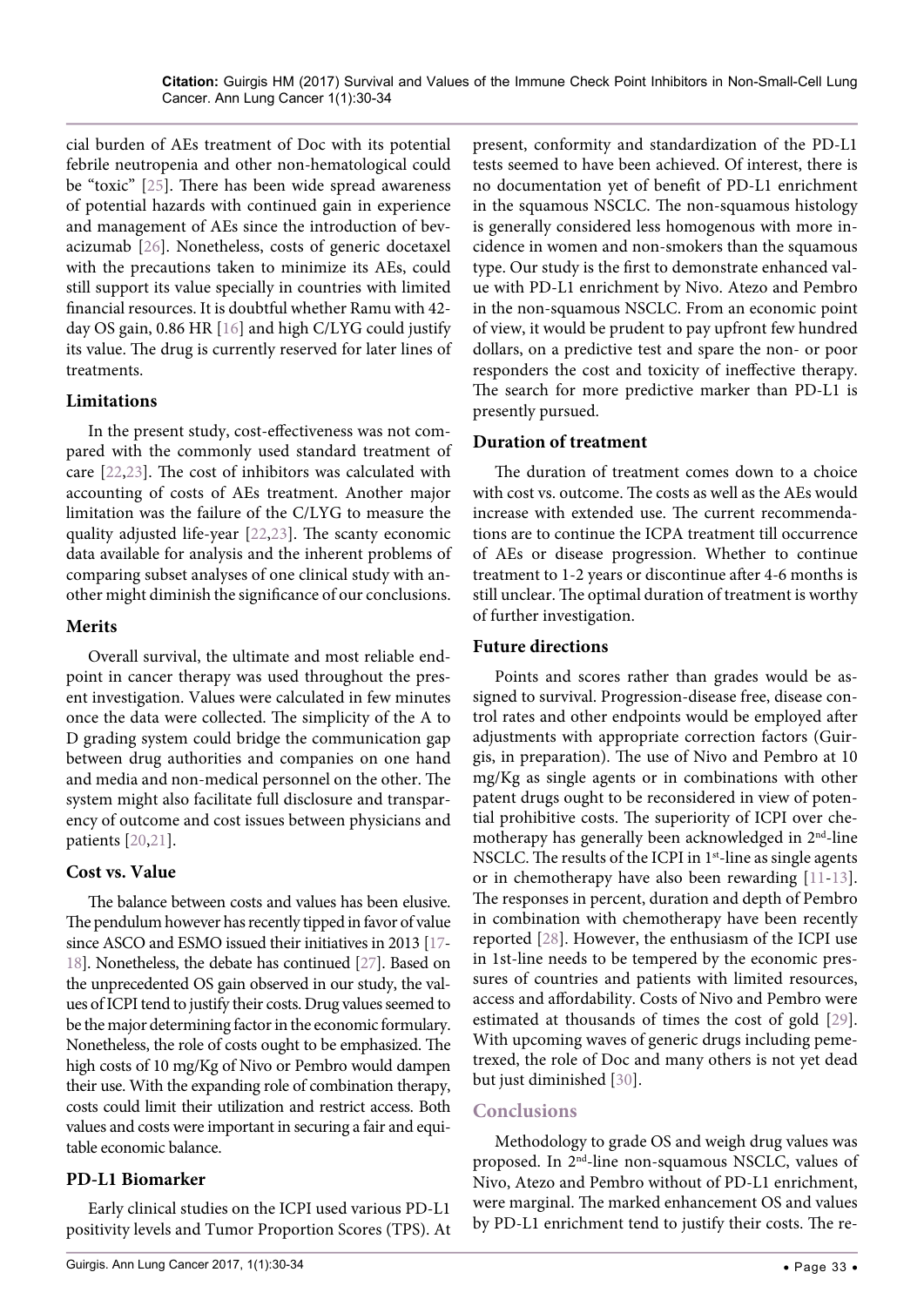cial burden of AEs treatment of Doc with its potential febrile neutropenia and other non-hematological could be "toxic" [25]. There has been wide spread awareness of potential hazards with continued gain in experience and management of AEs since the introduction of bevacizumab [26]. Nonetheless, costs of generic docetaxel with the precautions taken to minimize its AEs, could still support its value specially in countries with limited financial resources. It is doubtful whether Ramu with 42-day OS gain, 0.86 HR [16] and high C/LYG could justify its value. The drug is currently reserved for later lines of treatments.

### Limitations

In the present study, cost-effectiveness was not compared with the commonly used standard treatment of care [22,23]. The cost of inhibitors was calculated with accounting of costs of AEs treatment. Another major limitation was the failure of the C/LYG to measure the quality adjusted life-year [22,23]. The scanty economic data available for analysis and the inherent problems of comparing subset analyses of one clinical study with another might diminish the significance of our conclusions.

### Merits

Overall survival, the ultimate and most reliable endpoint in cancer therapy was used throughout the present investigation. Values were calculated in few minutes once the data were collected. The simplicity of the A to D grading system could bridge the communication gap between drug authorities and companies on one hand and media and non-medical personnel on the other. The system might also facilitate full disclosure and transparency of outcome and cost issues between physicians and patients [20,21].

### Cost vs. Value

The balance between costs and values has been elusive. The pendulum however has recently tipped in favor of value since ASCO and ESMO issued their initiatives in 2013 [17-18]. Nonetheless, the debate has continued [27]. Based on the unprecedented OS gain observed in our study, the values of ICPI tend to justify their costs. Drug values seemed to be the major determining factor in the economic formulary. Nonetheless, the role of costs ought to be emphasized. The high costs of 10 mg/Kg of Nivo or Pembro would dampen their use. With the expanding role of combination therapy, costs could limit their utilization and restrict access. Both values and costs were important in securing a fair and equitable economic balance.

### PD-L1 Biomarker

Early clinical studies on the ICPI used various PD-L1 positivity levels and Tumor Proportion Scores (TPS). At present, conformity and standardization of the PD-L1 tests seemed to have been achieved. Of interest, there is no documentation yet of benefit of PD-L1 enrichment in the squamous NSCLC. The non-squamous histology is generally considered less homogenous with more incidence in women and non-smokers than the squamous type. Our study is the first to demonstrate enhanced value with PD-L1 enrichment by Nivo. Atezo and Pembro in the non-squamous NSCLC. From an economic point of view, it would be prudent to pay upfront few hundred dollars, on a predictive test and spare the non- or poor responders the cost and toxicity of ineffective therapy. The search for more predictive marker than PD-L1 is presently pursued.

### Duration of treatment

The duration of treatment comes down to a choice with cost vs. outcome. The costs as well as the AEs would increase with extended use. The current recommendations are to continue the ICPA treatment till occurrence of AEs or disease progression. Whether to continue treatment to 1-2 years or discontinue after 4-6 months is still unclear. The optimal duration of treatment is worthy of further investigation.

### Future directions

Points and scores rather than grades would be assigned to survival. Progression-disease free, disease control rates and other endpoints would be employed after adjustments with appropriate correction factors (Guirgis, in preparation). The use of Nivo and Pembro at 10 mg/Kg as single agents or in combinations with other patent drugs ought to be reconsidered in view of potential prohibitive costs. The superiority of ICPI over chemotherapy has generally been acknowledged in 2nd-line NSCLC. The results of the ICPI in 1st-line as single agents or in chemotherapy have also been rewarding [11-13]. The responses in percent, duration and depth of Pembro in combination with chemotherapy have been recently reported [28]. However, the enthusiasm of the ICPI use in 1st-line needs to be tempered by the economic pressures of countries and patients with limited resources, access and affordability. Costs of Nivo and Pembro were estimated at thousands of times the cost of gold [29]. With upcoming waves of generic drugs including pemetrexed, the role of Doc and many others is not yet dead but just diminished [30].

## Conclusions

Methodology to grade OS and weigh drug values was proposed. In 2nd-line non-squamous NSCLC, values of Nivo, Atezo and Pembro without of PD-L1 enrichment, were marginal. The marked enhancement OS and values by PD-L1 enrichment tend to justify their costs. The re-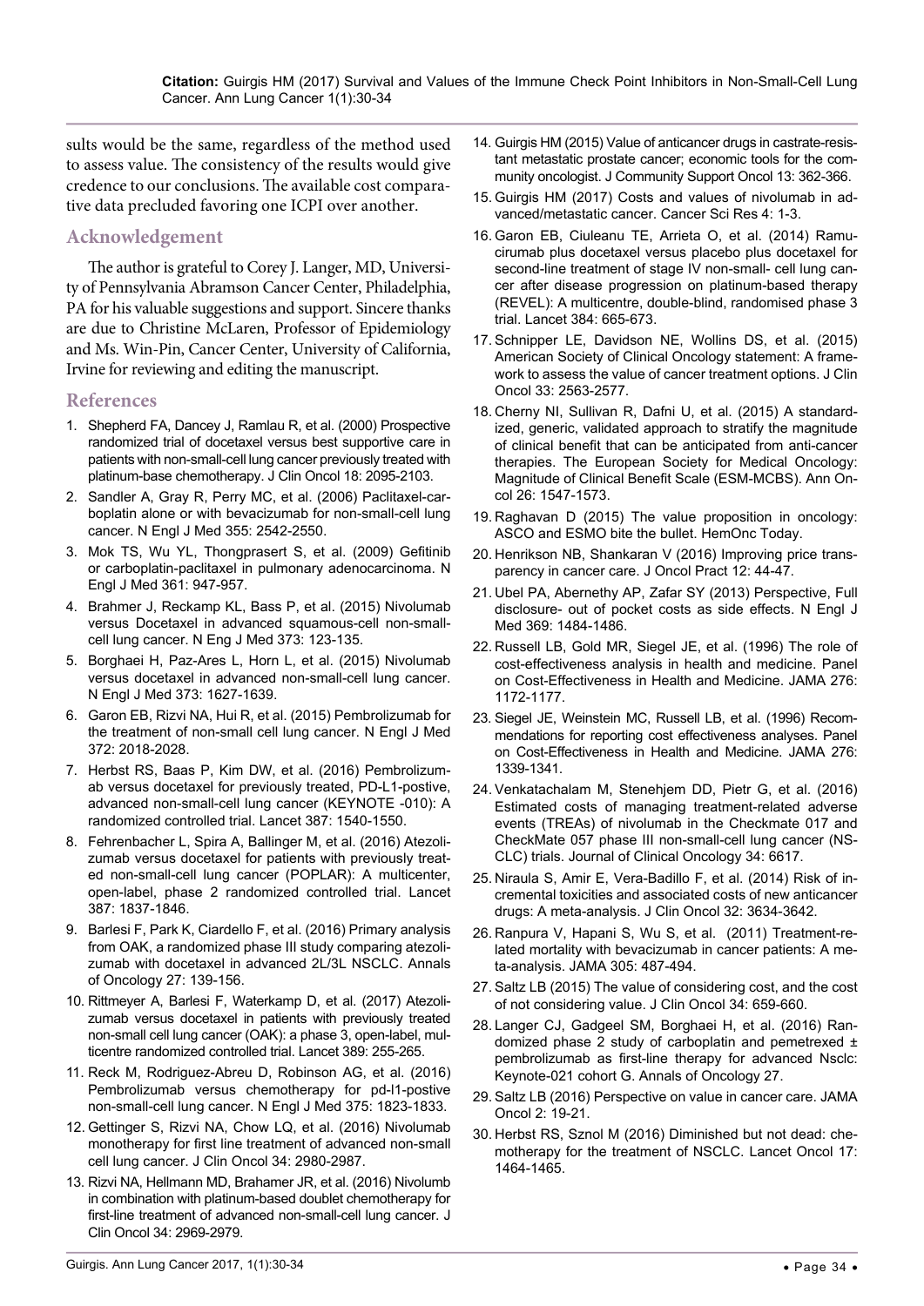sults would be the same, regardless of the method used to assess value. The consistency of the results would give credence to our conclusions. The available cost comparative data precluded favoring one ICPI over another.

## Acknowledgement

The author is grateful to Corey J. Langer, MD, University of Pennsylvania Abramson Cancer Center, Philadelphia, PA for his valuable suggestions and support. Sincere thanks are due to Christine McLaren, Professor of Epidemiology and Ms. Win-Pin, Cancer Center, University of California, Irvine for reviewing and editing the manuscript.

## References

1. Shepherd FA, Dancey J, Ramlau R, et al. (2000) Prospective randomized trial of docetaxel versus best supportive care in patients with non-small-cell lung cancer previously treated with platinum-base chemotherapy. J Clin Oncol 18: 2095-2103.
2. Sandler A, Gray R, Perry MC, et al. (2006) Paclitaxel-carboplatin alone or with bevacizumab for non-small-cell lung cancer. N Engl J Med 355: 2542-2550.
3. Mok TS, Wu YL, Thongprasert S, et al. (2009) Gefitinib or carboplatin-paclitaxel in pulmonary adenocarcinoma. N Engl J Med 361: 947-957.
4. Brahmer J, Reckamp KL, Bass P, et al. (2015) Nivolumab versus Docetaxel in advanced squamous-cell non-small-cell lung cancer. N Eng J Med 373: 123-135.
5. Borghaei H, Paz-Ares L, Horn L, et al. (2015) Nivolumab versus docetaxel in advanced non-small-cell lung cancer. N Engl J Med 373: 1627-1639.
6. Garon EB, Rizvi NA, Hui R, et al. (2015) Pembrolizumab for the treatment of non-small cell lung cancer. N Engl J Med 372: 2018-2028.
7. Herbst RS, Baas P, Kim DW, et al. (2016) Pembrolizumab versus docetaxel for previously treated, PD-L1-postive, advanced non-small-cell lung cancer (KEYNOTE -010): A randomized controlled trial. Lancet 387: 1540-1550.
8. Fehrenbacher L, Spira A, Ballinger M, et al. (2016) Atezolizumab versus docetaxel for patients with previously treated non-small-cell lung cancer (POPLAR): A multicenter, open-label, phase 2 randomized controlled trial. Lancet 387: 1837-1846.
9. Barlesi F, Park K, Ciardello F, et al. (2016) Primary analysis from OAK, a randomized phase III study comparing atezolizumab with docetaxel in advanced 2L/3L NSCLC. Annals of Oncology 27: 139-156.
10. Rittmeyer A, Barlesi F, Waterkamp D, et al. (2017) Atezolizumab versus docetaxel in patients with previously treated non-small cell lung cancer (OAK): a phase 3, open-label, multicentre randomized controlled trial. Lancet 389: 255-265.
11. Reck M, Rodriguez-Abreu D, Robinson AG, et al. (2016) Pembrolizumab versus chemotherapy for pd-l1-postive non-small-cell lung cancer. N Engl J Med 375: 1823-1833.
12. Gettinger S, Rizvi NA, Chow LQ, et al. (2016) Nivolumab monotherapy for first line treatment of advanced non-small cell lung cancer. J Clin Oncol 34: 2980-2987.
13. Rizvi NA, Hellmann MD, Brahamer JR, et al. (2016) Nivolumb in combination with platinum-based doublet chemotherapy for first-line treatment of advanced non-small-cell lung cancer. J Clin Oncol 34: 2969-2979.
14. Guirgis HM (2015) Value of anticancer drugs in castrate-resistant metastatic prostate cancer; economic tools for the community oncologist. J Community Support Oncol 13: 362-366.
15. Guirgis HM (2017) Costs and values of nivolumab in advanced/metastatic cancer. Cancer Sci Res 4: 1-3.
16. Garon EB, Ciuleanu TE, Arrieta O, et al. (2014) Ramucirumab plus docetaxel versus placebo plus docetaxel for second-line treatment of stage IV non-small- cell lung cancer after disease progression on platinum-based therapy (REVEL): A multicentre, double-blind, randomised phase 3 trial. Lancet 384: 665-673.
17. Schnipper LE, Davidson NE, Wollins DS, et al. (2015) American Society of Clinical Oncology statement: A framework to assess the value of cancer treatment options. J Clin Oncol 33: 2563-2577.
18. Cherny NI, Sullivan R, Dafni U, et al. (2015) A standardized, generic, validated approach to stratify the magnitude of clinical benefit that can be anticipated from anti-cancer therapies. The European Society for Medical Oncology: Magnitude of Clinical Benefit Scale (ESM-MCBS). Ann Oncol 26: 1547-1573.
19. Raghavan D (2015) The value proposition in oncology: ASCO and ESMO bite the bullet. HemOnc Today.
20. Henrikson NB, Shankaran V (2016) Improving price transparency in cancer care. J Oncol Pract 12: 44-47.
21. Ubel PA, Abernethy AP, Zafar SY (2013) Perspective, Full disclosure- out of pocket costs as side effects. N Engl J Med 369: 1484-1486.
22. Russell LB, Gold MR, Siegel JE, et al. (1996) The role of cost-effectiveness analysis in health and medicine. Panel on Cost-Effectiveness in Health and Medicine. JAMA 276: 1172-1177.
23. Siegel JE, Weinstein MC, Russell LB, et al. (1996) Recommendations for reporting cost effectiveness analyses. Panel on Cost-Effectiveness in Health and Medicine. JAMA 276: 1339-1341.
24. Venkatachalam M, Stenehjem DD, Pietr G, et al. (2016) Estimated costs of managing treatment-related adverse events (TREAs) of nivolumab in the Checkmate 017 and CheckMate 057 phase III non-small-cell lung cancer (NSCLC) trials. Journal of Clinical Oncology 34: 6617.
25. Niraula S, Amir E, Vera-Badillo F, et al. (2014) Risk of incremental toxicities and associated costs of new anticancer drugs: A meta-analysis. J Clin Oncol 32: 3634-3642.
26. Ranpura V, Hapani S, Wu S, et al. (2011) Treatment-related mortality with bevacizumab in cancer patients: A meta-analysis. JAMA 305: 487-494.
27. Saltz LB (2015) The value of considering cost, and the cost of not considering value. J Clin Oncol 34: 659-660.
28. Langer CJ, Gadgeel SM, Borghaei H, et al. (2016) Randomized phase 2 study of carboplatin and pemetrexed ± pembrolizumab as first-line therapy for advanced Nsclc: Keynote-021 cohort G. Annals of Oncology 27.
29. Saltz LB (2016) Perspective on value in cancer care. JAMA Oncol 2: 19-21.
30. Herbst RS, Sznol M (2016) Diminished but not dead: chemotherapy for the treatment of NSCLC. Lancet Oncol 17: 1464-1465.